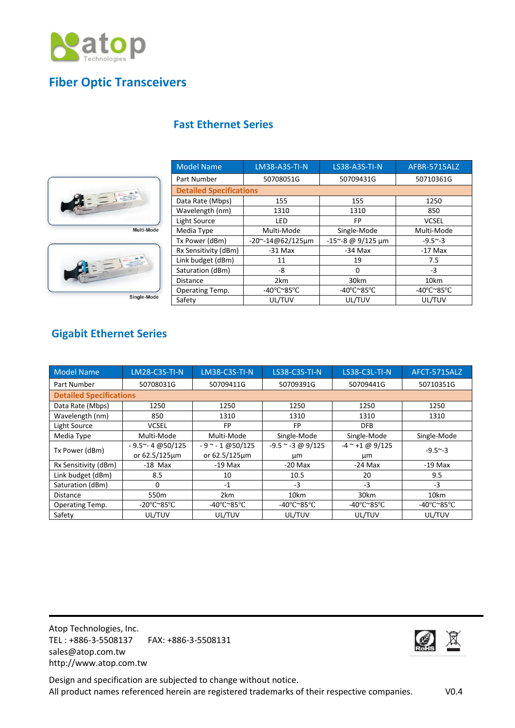# Fiber Optic Transceivers

## Fast Ethernet Series

Multi-Mode

Single-Mode

| Model Name | LM38-A3S-TI-N | LS38-A3S-TI-N | AFBR-5715ALZ |
|---|---|---|---|
| Part Number | 50708051G | 50709431G | 50710361G |
| **Detailed Specifications** | | | |
| Data Rate (Mbps) | 155 | 155 | 1250 |
| Wavelength (nm) | 1310 | 1310 | 850 |
| Light Source | LED | FP | VCSEL |
| Media Type | Multi-Mode | Single-Mode | Multi-Mode |
| Tx Power (dBm) | -20~-14@62/125μm | -15~-8 @ 9/125 μm | -9.5~-3 |
| Rx Sensitivity (dBm) | -31 Max | -34 Max | -17 Max |
| Link budget (dBm) | 11 | 19 | 7.5 |
| Saturation (dBm) | -8 | 0 | -3 |
| Distance | 2km | 30km | 10km |
| Operating Temp. | -40°C~85°C | -40°C~85°C | -40°C~85°C |
| Safety | UL/TUV | UL/TUV | UL/TUV |

## Gigabit Ethernet Series

| Model Name | LM28-C3S-TI-N | LM38-C3S-TI-N | LS38-C3S-TI-N | LS38-C3L-TI-N | AFCT-5715ALZ |
|---|---|---|---|---|---|
| Part Number | 50708031G | 50709411G | 50709391G | 50709441G | 50710351G |
| **Detailed Specifications** | | | | | |
| Data Rate (Mbps) | 1250 | 1250 | 1250 | 1250 | 1250 |
| Wavelength (nm) | 850 | 1310 | 1310 | 1310 | 1310 |
| Light Source | VCSEL | FP | FP | DFB | |
| Media Type | Multi-Mode | Multi-Mode | Single-Mode | Single-Mode | Single-Mode |
| Tx Power (dBm) | - 9.5~- 4 @50/125 or 62.5/125μm | - 9 ~ - 1 @50/125 or 62.5/125μm | -9.5 ~ -3 @ 9/125 μm | -4 ~ +1 @ 9/125 μm | -9.5~-3 |
| Rx Sensitivity (dBm) | -18 Max | -19 Max | -20 Max | -24 Max | -19 Max |
| Link budget (dBm) | 8.5 | 10 | 10.5 | 20 | 9.5 |
| Saturation (dBm) | 0 | -1 | -3 | -3 | -3 |
| Distance | 550m | 2km | 10km | 30km | 10km |
| Operating Temp. | -20°C~85°C | -40°C~85°C | -40°C~85°C | -40°C~85°C | -40°C~85°C |
| Safety | UL/TUV | UL/TUV | UL/TUV | UL/TUV | UL/TUV |

Atop Technologies, Inc.
TEL : +886-3-5508137 FAX: +886-3-5508131
sales@atop.com.tw
http://www.atop.com.tw

Design and specification are subjected to change without notice.
All product names referenced herein are registered trademarks of their respective companies. V0.4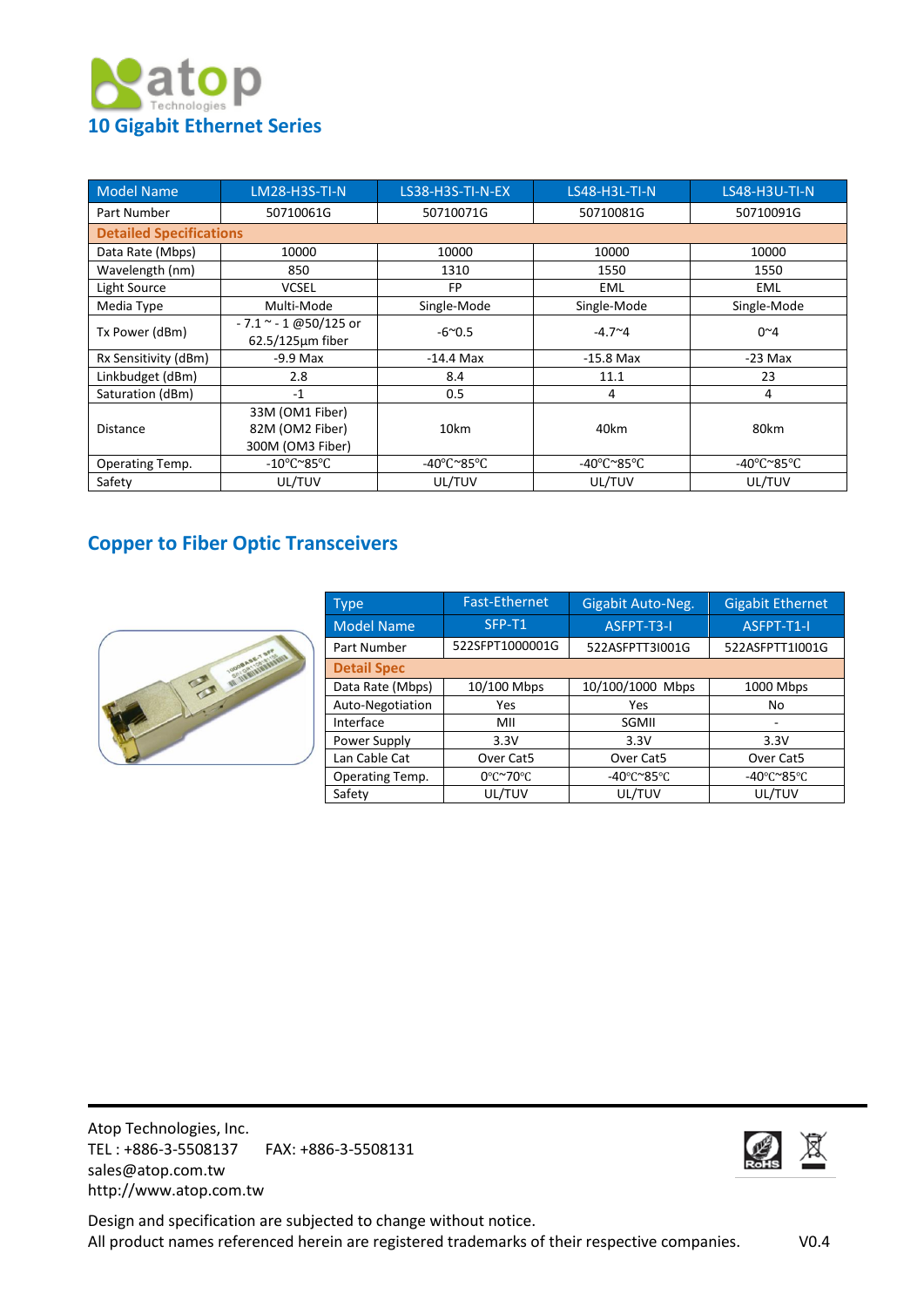## 10 Gigabit Ethernet Series

| Model Name | LM28-H3S-TI-N | LS38-H3S-TI-N-EX | LS48-H3L-TI-N | LS48-H3U-TI-N |
|---|---|---|---|---|
| Part Number | 50710061G | 50710071G | 50710081G | 50710091G |
| **Detailed Specifications** | | | | |
| Data Rate (Mbps) | 10000 | 10000 | 10000 | 10000 |
| Wavelength (nm) | 850 | 1310 | 1550 | 1550 |
| Light Source | VCSEL | FP | EML | EML |
| Media Type | Multi-Mode | Single-Mode | Single-Mode | Single-Mode |
| Tx Power (dBm) | - 7.1 ~ - 1 @50/125 or 62.5/125µm fiber | -6~0.5 | -4.7~4 | 0~4 |
| Rx Sensitivity (dBm) | -9.9 Max | -14.4 Max | -15.8 Max | -23 Max |
| Linkbudget (dBm) | 2.8 | 8.4 | 11.1 | 23 |
| Saturation (dBm) | -1 | 0.5 | 4 | 4 |
| Distance | 33M (OM1 Fiber) 82M (OM2 Fiber) 300M (OM3 Fiber) | 10km | 40km | 80km |
| Operating Temp. | -10℃~85℃ | -40℃~85℃ | -40℃~85℃ | -40℃~85℃ |
| Safety | UL/TUV | UL/TUV | UL/TUV | UL/TUV |

## Copper to Fiber Optic Transceivers

| Type | Fast-Ethernet | Gigabit Auto-Neg. | Gigabit Ethernet |
|---|---|---|---|
| Model Name | SFP-T1 | ASFPT-T3-I | ASFPT-T1-I |
| Part Number | 522SFPT1000001G | 522ASFPTT3I001G | 522ASFPTT1I001G |
| **Detail Spec** | | | |
| Data Rate (Mbps) | 10/100 Mbps | 10/100/1000 Mbps | 1000 Mbps |
| Auto-Negotiation | Yes | Yes | No |
| Interface | MII | SGMII | - |
| Power Supply | 3.3V | 3.3V | 3.3V |
| Lan Cable Cat | Over Cat5 | Over Cat5 | Over Cat5 |
| Operating Temp. | 0℃~70℃ | -40℃~85℃ | -40℃~85℃ |
| Safety | UL/TUV | UL/TUV | UL/TUV |

Atop Technologies, Inc.
TEL : +886-3-5508137 FAX: +886-3-5508131
sales@atop.com.tw
http://www.atop.com.tw

Design and specification are subjected to change without notice.
All product names referenced herein are registered trademarks of their respective companies. V0.4